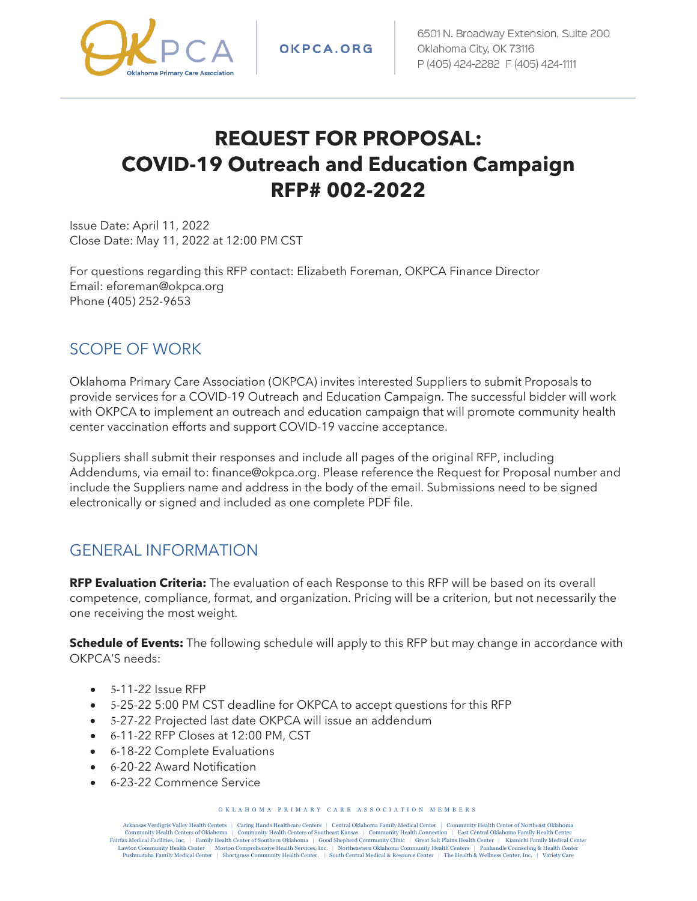OKPCA Oklahoma Primary Care Association | OKPCA.ORG | 6501 N. Broadway Extension, Suite 200 Oklahoma City, OK 73116 P (405) 424-2282 F (405) 424-1111

# REQUEST FOR PROPOSAL: COVID-19 Outreach and Education Campaign RFP# 002-2022

Issue Date: April 11, 2022
Close Date: May 11, 2022 at 12:00 PM CST

For questions regarding this RFP contact: Elizabeth Foreman, OKPCA Finance Director
Email: eforeman@okpca.org
Phone (405) 252-9653

## SCOPE OF WORK

Oklahoma Primary Care Association (OKPCA) invites interested Suppliers to submit Proposals to provide services for a COVID-19 Outreach and Education Campaign. The successful bidder will work with OKPCA to implement an outreach and education campaign that will promote community health center vaccination efforts and support COVID-19 vaccine acceptance.

Suppliers shall submit their responses and include all pages of the original RFP, including Addendums, via email to: finance@okpca.org. Please reference the Request for Proposal number and include the Suppliers name and address in the body of the email. Submissions need to be signed electronically or signed and included as one complete PDF file.

## GENERAL INFORMATION

**RFP Evaluation Criteria:** The evaluation of each Response to this RFP will be based on its overall competence, compliance, format, and organization. Pricing will be a criterion, but not necessarily the one receiving the most weight.

**Schedule of Events:** The following schedule will apply to this RFP but may change in accordance with OKPCA'S needs:

- 5-11-22 Issue RFP
- 5-25-22 5:00 PM CST deadline for OKPCA to accept questions for this RFP
- 5-27-22 Projected last date OKPCA will issue an addendum
- 6-11-22 RFP Closes at 12:00 PM, CST
- 6-18-22 Complete Evaluations
- 6-20-22 Award Notification
- 6-23-22 Commence Service

OKLAHOMA PRIMARY CARE ASSOCIATION MEMBERS

Arkansas Verdigris Valley Health Centers | Caring Hands Healthcare Centers | Central Oklahoma Family Medical Center | Community Health Center of Northeast Oklahoma
Community Health Centers of Oklahoma | Community Health Centers of Southeast Kansas | Community Health Connection | East Central Oklahoma Family Health Center
Fairfax Medical Facilities, Inc. | Family Health Center of Southern Oklahoma | Good Shepherd Community Clinic | Great Salt Plains Health Center | Kiamichi Family Medical Center
Lawton Community Health Center | Morton Comprehensive Health Services, Inc. | Northeastern Oklahoma Community Health Centers | Panhandle Counseling & Health Center
Pushmataha Family Medical Center | Shortgrass Community Health Center. | South Central Medical & Resource Center | The Health & Wellness Center, Inc. | Variety Care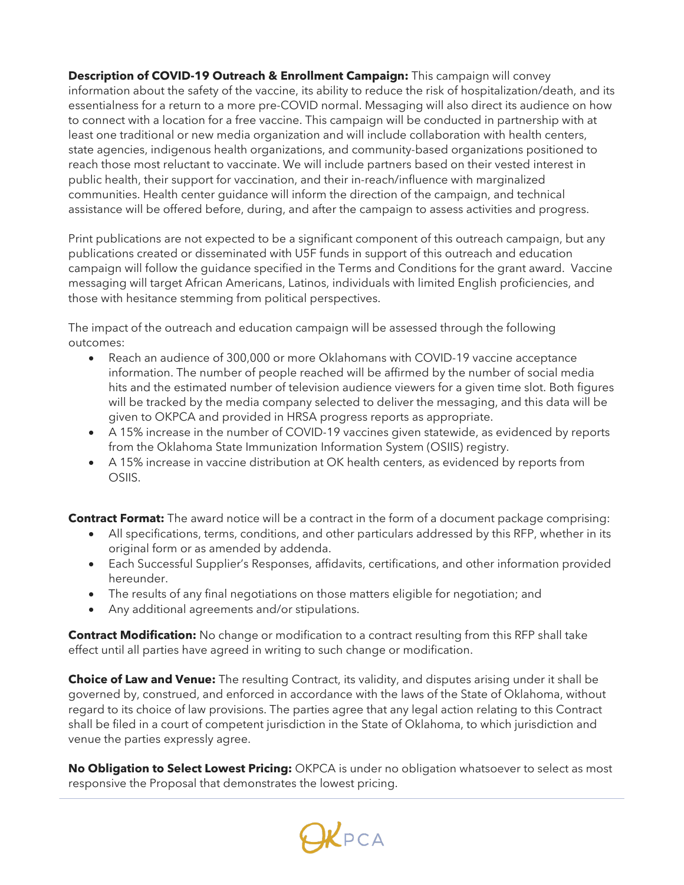**Description of COVID-19 Outreach & Enrollment Campaign:** This campaign will convey information about the safety of the vaccine, its ability to reduce the risk of hospitalization/death, and its essentialness for a return to a more pre-COVID normal. Messaging will also direct its audience on how to connect with a location for a free vaccine. This campaign will be conducted in partnership with at least one traditional or new media organization and will include collaboration with health centers, state agencies, indigenous health organizations, and community-based organizations positioned to reach those most reluctant to vaccinate. We will include partners based on their vested interest in public health, their support for vaccination, and their in-reach/influence with marginalized communities. Health center guidance will inform the direction of the campaign, and technical assistance will be offered before, during, and after the campaign to assess activities and progress.

Print publications are not expected to be a significant component of this outreach campaign, but any publications created or disseminated with U5F funds in support of this outreach and education campaign will follow the guidance specified in the Terms and Conditions for the grant award. Vaccine messaging will target African Americans, Latinos, individuals with limited English proficiencies, and those with hesitance stemming from political perspectives.

The impact of the outreach and education campaign will be assessed through the following outcomes:

- Reach an audience of 300,000 or more Oklahomans with COVID-19 vaccine acceptance information. The number of people reached will be affirmed by the number of social media hits and the estimated number of television audience viewers for a given time slot. Both figures will be tracked by the media company selected to deliver the messaging, and this data will be given to OKPCA and provided in HRSA progress reports as appropriate.
- A 15% increase in the number of COVID-19 vaccines given statewide, as evidenced by reports from the Oklahoma State Immunization Information System (OSIIS) registry.
- A 15% increase in vaccine distribution at OK health centers, as evidenced by reports from OSIIS.

**Contract Format:** The award notice will be a contract in the form of a document package comprising:

- All specifications, terms, conditions, and other particulars addressed by this RFP, whether in its original form or as amended by addenda.
- Each Successful Supplier's Responses, affidavits, certifications, and other information provided hereunder.
- The results of any final negotiations on those matters eligible for negotiation; and
- Any additional agreements and/or stipulations.

**Contract Modification:** No change or modification to a contract resulting from this RFP shall take effect until all parties have agreed in writing to such change or modification.

**Choice of Law and Venue:** The resulting Contract, its validity, and disputes arising under it shall be governed by, construed, and enforced in accordance with the laws of the State of Oklahoma, without regard to its choice of law provisions. The parties agree that any legal action relating to this Contract shall be filed in a court of competent jurisdiction in the State of Oklahoma, to which jurisdiction and venue the parties expressly agree.

**No Obligation to Select Lowest Pricing:** OKPCA is under no obligation whatsoever to select as most responsive the Proposal that demonstrates the lowest pricing.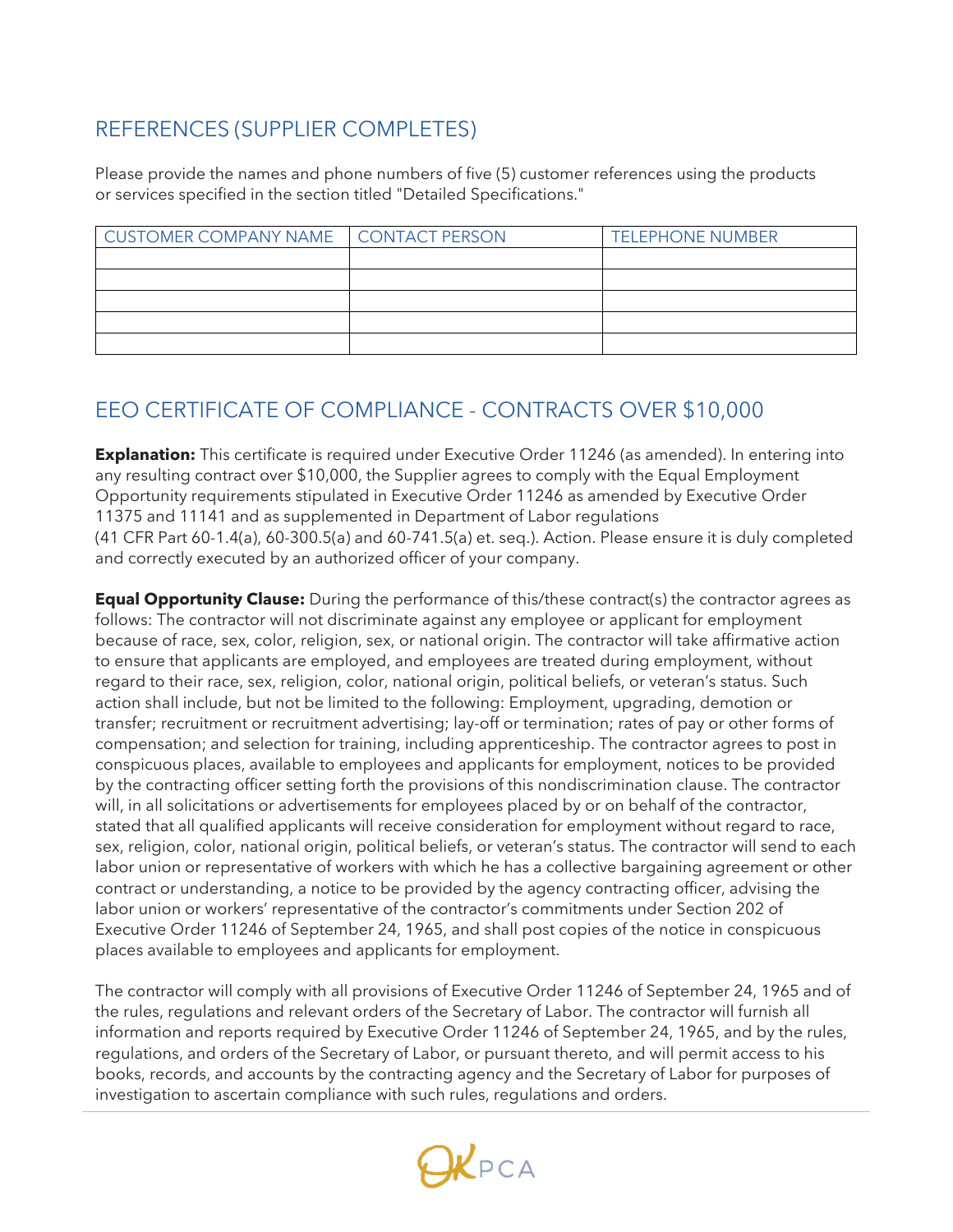## REFERENCES (SUPPLIER COMPLETES)

Please provide the names and phone numbers of five (5) customer references using the products or services specified in the section titled "Detailed Specifications."

| CUSTOMER COMPANY NAME | CONTACT PERSON | TELEPHONE NUMBER |
|---|---|---|
| | | |
| | | |
| | | |
| | | |
| | | |

## EEO CERTIFICATE OF COMPLIANCE - CONTRACTS OVER $10,000

**Explanation:** This certificate is required under Executive Order 11246 (as amended). In entering into any resulting contract over $10,000, the Supplier agrees to comply with the Equal Employment Opportunity requirements stipulated in Executive Order 11246 as amended by Executive Order 11375 and 11141 and as supplemented in Department of Labor regulations (41 CFR Part 60-1.4(a), 60-300.5(a) and 60-741.5(a) et. seq.). Action. Please ensure it is duly completed and correctly executed by an authorized officer of your company.

**Equal Opportunity Clause:** During the performance of this/these contract(s) the contractor agrees as follows: The contractor will not discriminate against any employee or applicant for employment because of race, sex, color, religion, sex, or national origin. The contractor will take affirmative action to ensure that applicants are employed, and employees are treated during employment, without regard to their race, sex, religion, color, national origin, political beliefs, or veteran's status. Such action shall include, but not be limited to the following: Employment, upgrading, demotion or transfer; recruitment or recruitment advertising; lay-off or termination; rates of pay or other forms of compensation; and selection for training, including apprenticeship. The contractor agrees to post in conspicuous places, available to employees and applicants for employment, notices to be provided by the contracting officer setting forth the provisions of this nondiscrimination clause. The contractor will, in all solicitations or advertisements for employees placed by or on behalf of the contractor, stated that all qualified applicants will receive consideration for employment without regard to race, sex, religion, color, national origin, political beliefs, or veteran's status. The contractor will send to each labor union or representative of workers with which he has a collective bargaining agreement or other contract or understanding, a notice to be provided by the agency contracting officer, advising the labor union or workers' representative of the contractor's commitments under Section 202 of Executive Order 11246 of September 24, 1965, and shall post copies of the notice in conspicuous places available to employees and applicants for employment.

The contractor will comply with all provisions of Executive Order 11246 of September 24, 1965 and of the rules, regulations and relevant orders of the Secretary of Labor. The contractor will furnish all information and reports required by Executive Order 11246 of September 24, 1965, and by the rules, regulations, and orders of the Secretary of Labor, or pursuant thereto, and will permit access to his books, records, and accounts by the contracting agency and the Secretary of Labor for purposes of investigation to ascertain compliance with such rules, regulations and orders.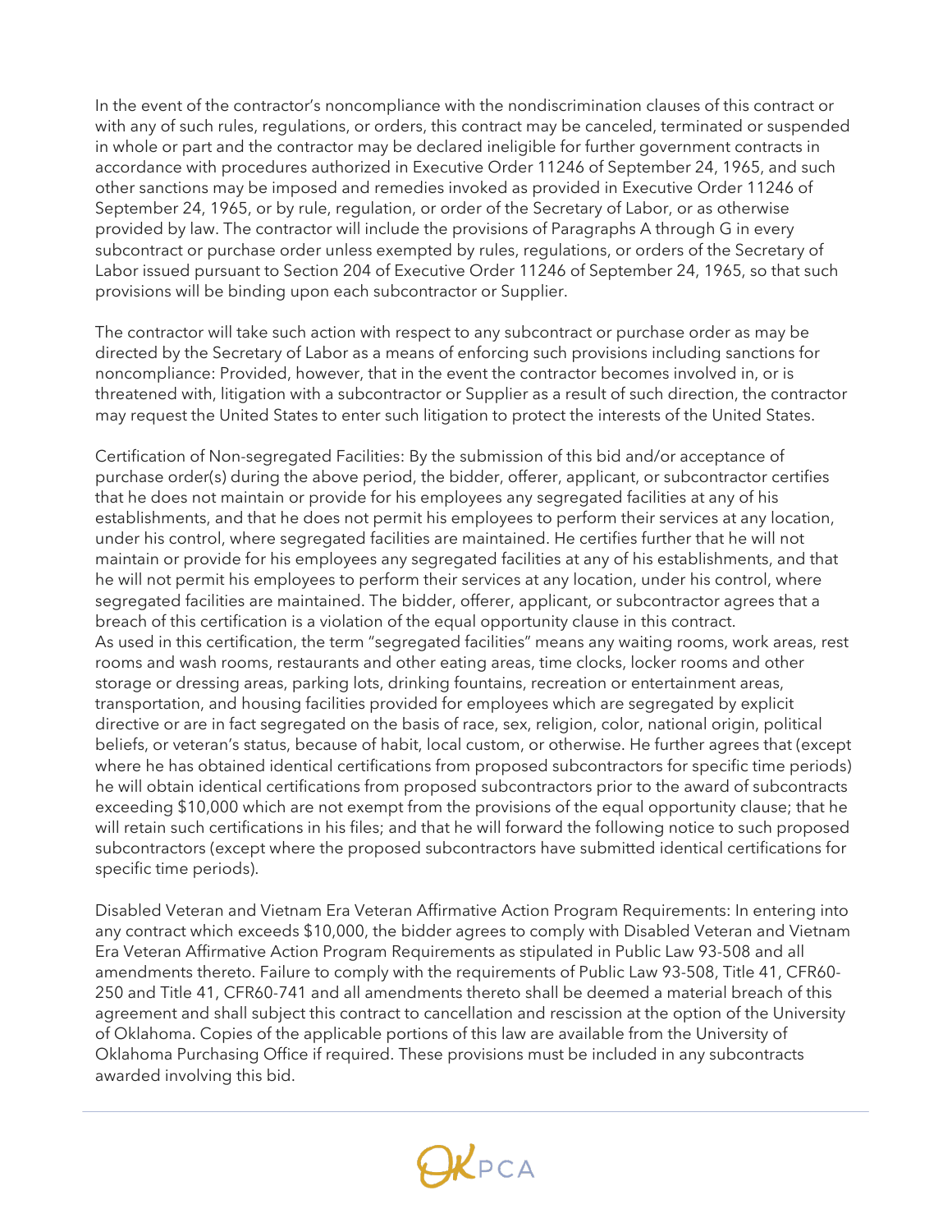In the event of the contractor's noncompliance with the nondiscrimination clauses of this contract or with any of such rules, regulations, or orders, this contract may be canceled, terminated or suspended in whole or part and the contractor may be declared ineligible for further government contracts in accordance with procedures authorized in Executive Order 11246 of September 24, 1965, and such other sanctions may be imposed and remedies invoked as provided in Executive Order 11246 of September 24, 1965, or by rule, regulation, or order of the Secretary of Labor, or as otherwise provided by law. The contractor will include the provisions of Paragraphs A through G in every subcontract or purchase order unless exempted by rules, regulations, or orders of the Secretary of Labor issued pursuant to Section 204 of Executive Order 11246 of September 24, 1965, so that such provisions will be binding upon each subcontractor or Supplier.

The contractor will take such action with respect to any subcontract or purchase order as may be directed by the Secretary of Labor as a means of enforcing such provisions including sanctions for noncompliance: Provided, however, that in the event the contractor becomes involved in, or is threatened with, litigation with a subcontractor or Supplier as a result of such direction, the contractor may request the United States to enter such litigation to protect the interests of the United States.

Certification of Non-segregated Facilities: By the submission of this bid and/or acceptance of purchase order(s) during the above period, the bidder, offerer, applicant, or subcontractor certifies that he does not maintain or provide for his employees any segregated facilities at any of his establishments, and that he does not permit his employees to perform their services at any location, under his control, where segregated facilities are maintained. He certifies further that he will not maintain or provide for his employees any segregated facilities at any of his establishments, and that he will not permit his employees to perform their services at any location, under his control, where segregated facilities are maintained. The bidder, offerer, applicant, or subcontractor agrees that a breach of this certification is a violation of the equal opportunity clause in this contract.
As used in this certification, the term "segregated facilities" means any waiting rooms, work areas, rest rooms and wash rooms, restaurants and other eating areas, time clocks, locker rooms and other storage or dressing areas, parking lots, drinking fountains, recreation or entertainment areas, transportation, and housing facilities provided for employees which are segregated by explicit directive or are in fact segregated on the basis of race, sex, religion, color, national origin, political beliefs, or veteran's status, because of habit, local custom, or otherwise. He further agrees that (except where he has obtained identical certifications from proposed subcontractors for specific time periods) he will obtain identical certifications from proposed subcontractors prior to the award of subcontracts exceeding $10,000 which are not exempt from the provisions of the equal opportunity clause; that he will retain such certifications in his files; and that he will forward the following notice to such proposed subcontractors (except where the proposed subcontractors have submitted identical certifications for specific time periods).

Disabled Veteran and Vietnam Era Veteran Affirmative Action Program Requirements: In entering into any contract which exceeds $10,000, the bidder agrees to comply with Disabled Veteran and Vietnam Era Veteran Affirmative Action Program Requirements as stipulated in Public Law 93-508 and all amendments thereto. Failure to comply with the requirements of Public Law 93-508, Title 41, CFR60-250 and Title 41, CFR60-741 and all amendments thereto shall be deemed a material breach of this agreement and shall subject this contract to cancellation and rescission at the option of the University of Oklahoma. Copies of the applicable portions of this law are available from the University of Oklahoma Purchasing Office if required. These provisions must be included in any subcontracts awarded involving this bid.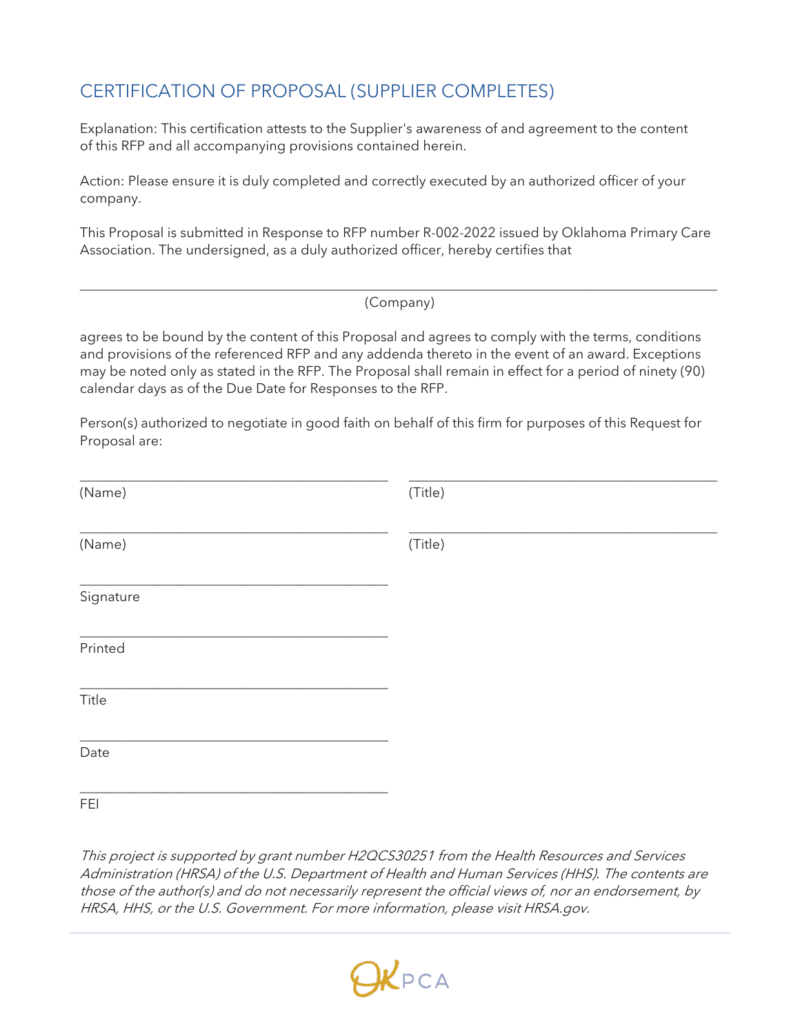## CERTIFICATION OF PROPOSAL (SUPPLIER COMPLETES)

Explanation: This certification attests to the Supplier's awareness of and agreement to the content of this RFP and all accompanying provisions contained herein.

Action: Please ensure it is duly completed and correctly executed by an authorized officer of your company.

This Proposal is submitted in Response to RFP number R-002-2022 issued by Oklahoma Primary Care Association. The undersigned, as a duly authorized officer, hereby certifies that

\_\_\_\_\_\_\_\_\_\_\_\_\_\_\_\_\_\_\_\_\_\_\_\_\_\_\_\_\_\_\_\_\_\_\_\_\_\_\_\_\_\_\_\_\_\_\_\_\_\_\_\_\_\_\_\_\_\_\_\_\_\_\_\_\_\_\_\_\_\_\_\_\_\_\_\_

(Company)

agrees to be bound by the content of this Proposal and agrees to comply with the terms, conditions and provisions of the referenced RFP and any addenda thereto in the event of an award. Exceptions may be noted only as stated in the RFP. The Proposal shall remain in effect for a period of ninety (90) calendar days as of the Due Date for Responses to the RFP.

Person(s) authorized to negotiate in good faith on behalf of this firm for purposes of this Request for Proposal are:

| | |
|---|---|
| \_\_\_\_\_\_\_\_\_\_\_\_\_\_\_\_\_\_\_\_\_\_\_\_\_\_\_\_\_\_\_\_\_\_\_\_ (Name) | \_\_\_\_\_\_\_\_\_\_\_\_\_\_\_\_\_\_\_\_\_\_\_\_\_\_\_\_\_\_\_\_\_\_\_\_ (Title) |
| \_\_\_\_\_\_\_\_\_\_\_\_\_\_\_\_\_\_\_\_\_\_\_\_\_\_\_\_\_\_\_\_\_\_\_\_ (Name) | \_\_\_\_\_\_\_\_\_\_\_\_\_\_\_\_\_\_\_\_\_\_\_\_\_\_\_\_\_\_\_\_\_\_\_\_ (Title) |

\_\_\_\_\_\_\_\_\_\_\_\_\_\_\_\_\_\_\_\_\_\_\_\_\_\_\_\_\_\_\_\_\_\_\_\_

Signature

\_\_\_\_\_\_\_\_\_\_\_\_\_\_\_\_\_\_\_\_\_\_\_\_\_\_\_\_\_\_\_\_\_\_\_\_

Printed

\_\_\_\_\_\_\_\_\_\_\_\_\_\_\_\_\_\_\_\_\_\_\_\_\_\_\_\_\_\_\_\_\_\_\_\_

Title

\_\_\_\_\_\_\_\_\_\_\_\_\_\_\_\_\_\_\_\_\_\_\_\_\_\_\_\_\_\_\_\_\_\_\_\_

Date

\_\_\_\_\_\_\_\_\_\_\_\_\_\_\_\_\_\_\_\_\_\_\_\_\_\_\_\_\_\_\_\_\_\_\_\_

FEI

*This project is supported by grant number H2QCS30251 from the Health Resources and Services Administration (HRSA) of the U.S. Department of Health and Human Services (HHS). The contents are those of the author(s) and do not necessarily represent the official views of, nor an endorsement, by HRSA, HHS, or the U.S. Government. For more information, please visit HRSA.gov.*